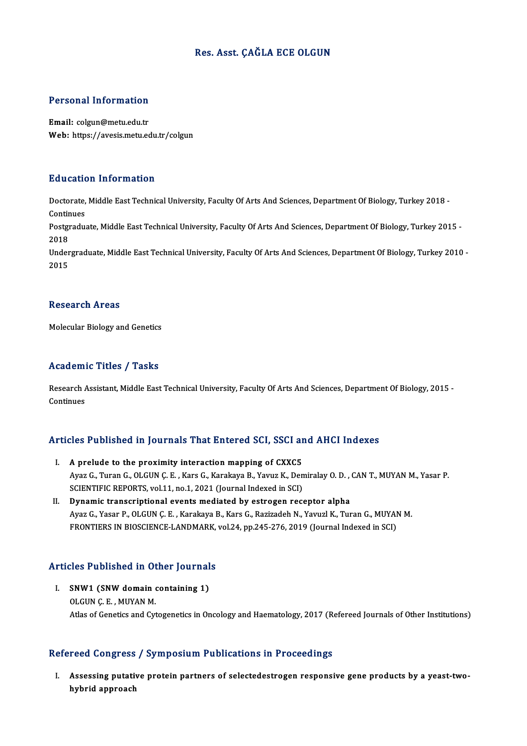# Res. Asst. ÇAĞLA ECE OLGUN

## Personal Information

**Email:** colgun@metu.edu.tr
**Web:** https://avesis.metu.edu.tr/colgun

## Education Information

Doctorate, Middle East Technical University, Faculty Of Arts And Sciences, Department Of Biology, Turkey 2018 - Continues

Postgraduate, Middle East Technical University, Faculty Of Arts And Sciences, Department Of Biology, Turkey 2015 - 2018

Undergraduate, Middle East Technical University, Faculty Of Arts And Sciences, Department Of Biology, Turkey 2010 - 2015

## Research Areas

Molecular Biology and Genetics

## Academic Titles / Tasks

Research Assistant, Middle East Technical University, Faculty Of Arts And Sciences, Department Of Biology, 2015 - Continues

## Articles Published in Journals That Entered SCI, SSCI and AHCI Indexes

I. **A prelude to the proximity interaction mapping of CXXC5**
Ayaz G., Turan G., OLGUN Ç. E. , Kars G., Karakaya B., Yavuz K., Demiralay O. D. , CAN T., MUYAN M., Yasar P.
SCIENTIFIC REPORTS, vol.11, no.1, 2021 (Journal Indexed in SCI)

II. **Dynamic transcriptional events mediated by estrogen receptor alpha**
Ayaz G., Yasar P., OLGUN Ç. E. , Karakaya B., Kars G., Razizadeh N., Yavuzl K., Turan G., MUYAN M.
FRONTIERS IN BIOSCIENCE-LANDMARK, vol.24, pp.245-276, 2019 (Journal Indexed in SCI)

## Articles Published in Other Journals

I. **SNW1 (SNW domain containing 1)**
OLGUN Ç. E. , MUYAN M.
Atlas of Genetics and Cytogenetics in Oncology and Haematology, 2017 (Refereed Journals of Other Institutions)

## Refereed Congress / Symposium Publications in Proceedings

I. **Assessing putative protein partners of selectedestrogen responsive gene products by a yeast-two-hybrid approach**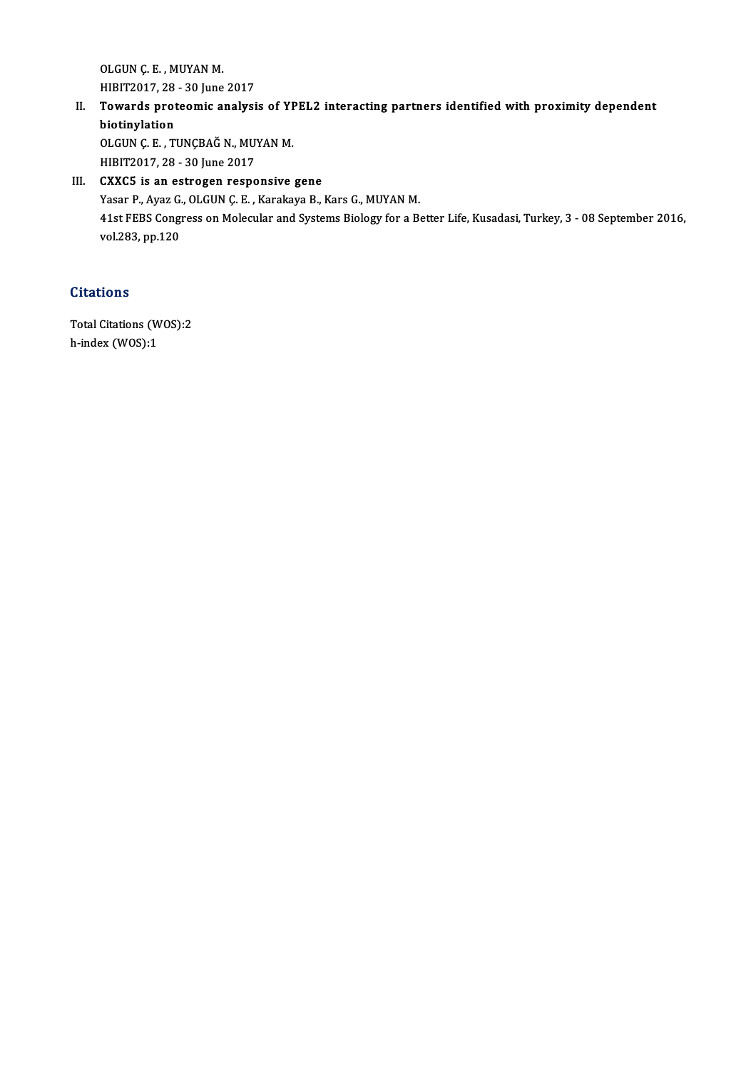OLGUN Ç. E. , MUYAN M.
HIBIT2017, 28 - 30 June 2017

II. **Towards proteomic analysis of YPEL2 interacting partners identified with proximity dependent biotinylation**
   OLGUN Ç. E. , TUNÇBAĞ N., MUYAN M.
   HIBIT2017, 28 - 30 June 2017

III. **CXXC5 is an estrogen responsive gene**
   Yasar P., Ayaz G., OLGUN Ç. E. , Karakaya B., Kars G., MUYAN M.
   41st FEBS Congress on Molecular and Systems Biology for a Better Life, Kusadasi, Turkey, 3 - 08 September 2016, vol.283, pp.120

## Citations

Total Citations (WOS):2
h-index (WOS):1